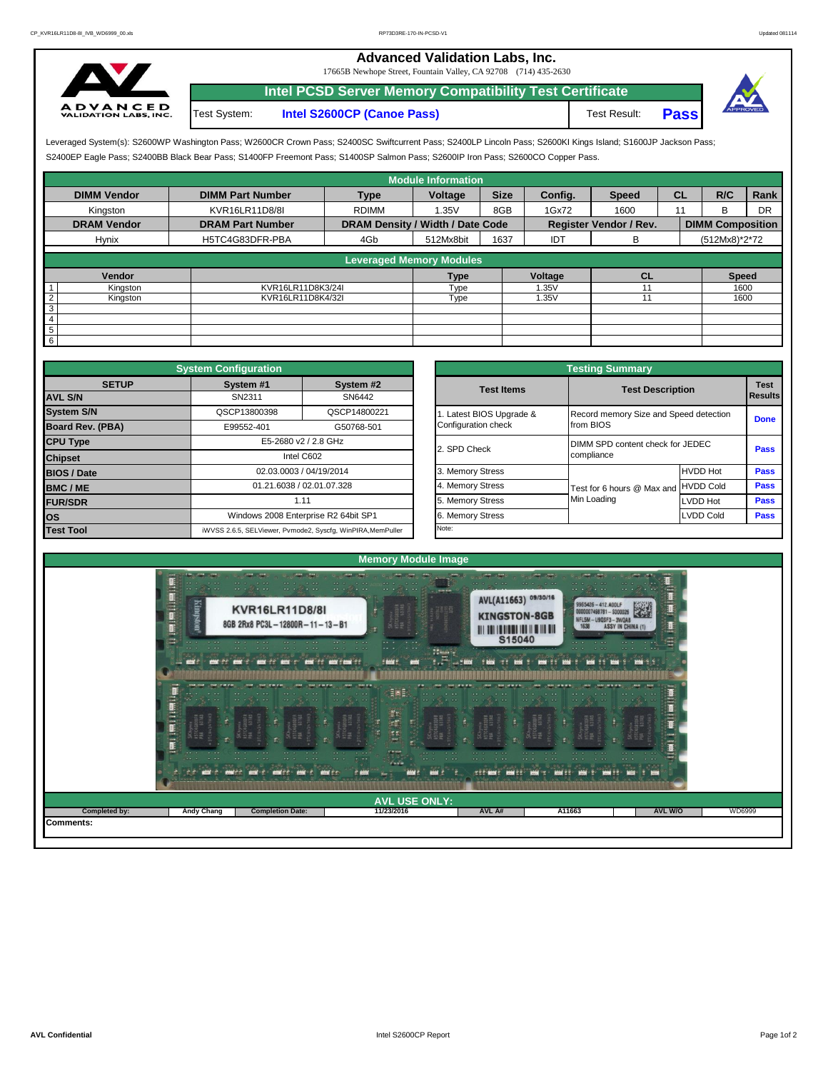# Advanced Validation Labs, Inc.

17665B Newhope Street, Fountain Valley, CA 92708 (714) 435-2630

## Intel PCSD Server Memory Compatibility Test Certificate

Test System: **Intel S2600CP (Canoe Pass)** Test Result: **Pass**

Leveraged System(s): S2600WP Waimea Pass; W2600CR Crown Pass; S2400SC Swiftcurrent Pass; S2400LP Lincoln Pass; S2600KI Kings Island; S1600JP Jackson Pass; S2400EP Eagle Pass; S2400BB Black Bear Pass; S1400FP Freemont Pass; S1400SP Salmon Pass; S2600IP Iron Pass; S2600CO Copper Pass.

### Module Information

| DIMM Vendor | DIMM Part Number | Type | Voltage | Size | Config. | Speed | CL | R/C | Rank |
|---|---|---|---|---|---|---|---|---|---|
| Kingston | KVR16LR11D8/8I | RDIMM | 1.35V | 8GB | 1Gx72 | 1600 | 11 | B | DR |
| **DRAM Vendor** | **DRAM Part Number** | **DRAM Density / Width / Date Code** | | | **Register Vendor / Rev.** | | | **DIMM Composition** | |
| Hynix | H5TC4G83DFR-PBA | 4Gb | 512Mx8bit | 1637 | IDT | B | | (512Mx8)*2*72 | |

### Leveraged Memory Modules

| | Vendor | | Type | Voltage | CL | Speed |
|---|---|---|---|---|---|---|
| 1 | Kingston | KVR16LR11D8K3/24I | Type | 1.35V | 11 | 1600 |
| 2 | Kingston | KVR16LR11D8K4/32I | Type | 1.35V | 11 | 1600 |
| 3 | | | | | | |
| 4 | | | | | | |
| 5 | | | | | | |
| 6 | | | | | | |

### System Configuration

| SETUP | System #1 | System #2 |
|---|---|---|
| AVL S/N | SN2311 | SN6442 |
| System S/N | QSCP13800398 | QSCP14800221 |
| Board Rev. (PBA) | E99552-401 | G50768-501 |
| CPU Type | E5-2680 v2 / 2.8 GHz | |
| Chipset | Intel C602 | |
| BIOS / Date | 02.03.0003 / 04/19/2014 | |
| BMC / ME | 01.21.6038 / 02.01.07.328 | |
| FUR/SDR | 1.11 | |
| OS | Windows 2008 Enterprise R2 64bit SP1 | |
| Test Tool | iWVSS 2.6.5, SELViewer, Pvmode2, Syscfg, WinPIRA,MemPuller | |

### Testing Summary

| Test Items | Test Description | | Test Results |
|---|---|---|---|
| 1. Latest BIOS Upgrade & Configuration check | Record memory Size and Speed detection from BIOS | | Done |
| 2. SPD Check | DIMM SPD content check for JEDEC compliance | | Pass |
| 3. Memory Stress | Test for 6 hours @ Max and Min Loading | HVDD Hot | Pass |
| 4. Memory Stress | | HVDD Cold | Pass |
| 5. Memory Stress | | LVDD Hot | Pass |
| 6. Memory Stress | | LVDD Cold | Pass |
| Note: | | | |

### Memory Module Image

### AVL USE ONLY:

| Completed by: | Andy Chang | Completion Date: | 11/23/2016 | AVL A# | A11663 | AVL W/O | WD6999 |
|---|---|---|---|---|---|---|---|

Comments: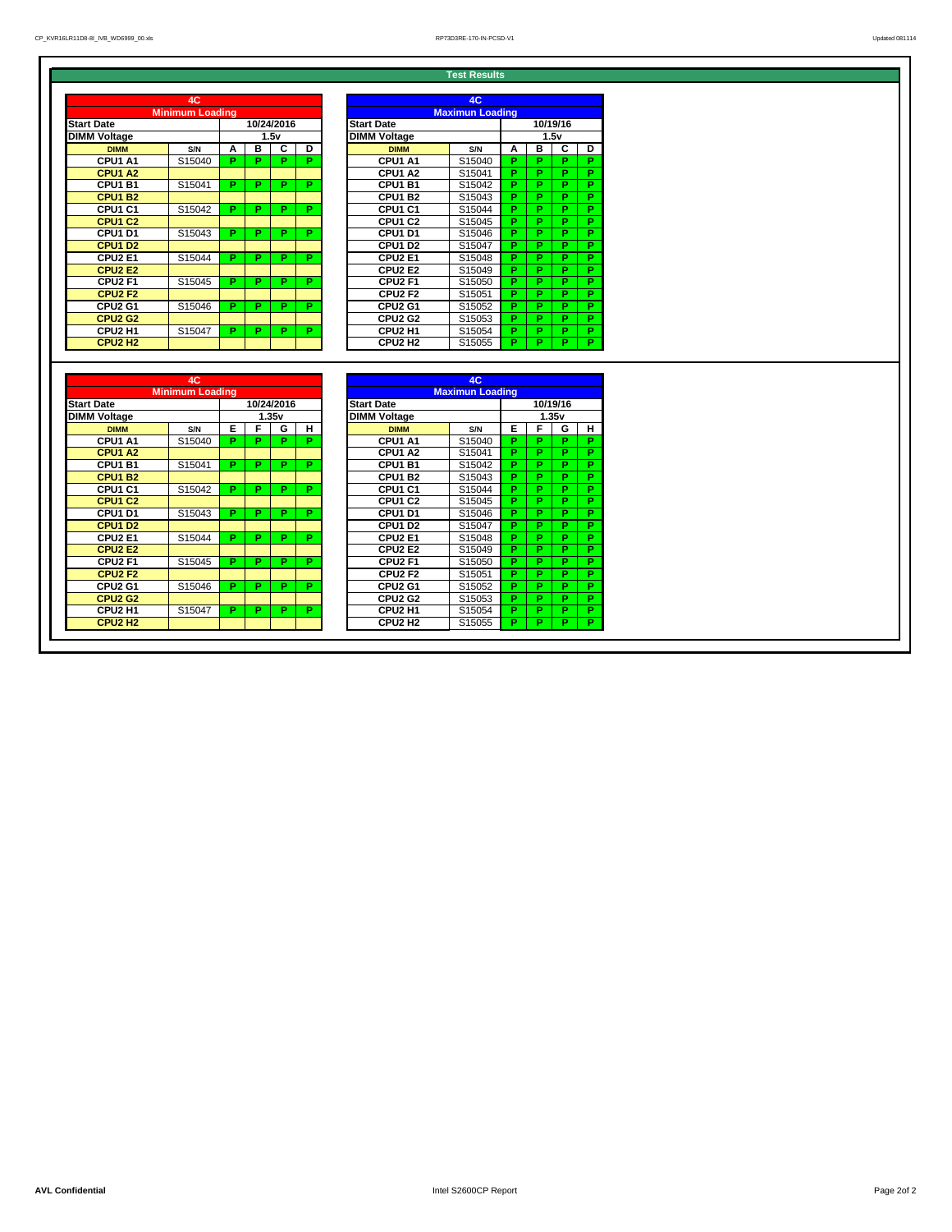## Test Results

| 4C Minimum Loading | | | | | |
|---|---|---|---|---|---|
| Start Date | | 10/24/2016 | | | |
| DIMM Voltage | | 1.5v | | | |
| DIMM | S/N | A | B | C | D |
| CPU1 A1 | S15040 | P | P | P | P |
| CPU1 A2 | | | | | |
| CPU1 B1 | S15041 | P | P | P | P |
| CPU1 B2 | | | | | |
| CPU1 C1 | S15042 | P | P | P | P |
| CPU1 C2 | | | | | |
| CPU1 D1 | S15043 | P | P | P | P |
| CPU1 D2 | | | | | |
| CPU2 E1 | S15044 | P | P | P | P |
| CPU2 E2 | | | | | |
| CPU2 F1 | S15045 | P | P | P | P |
| CPU2 F2 | | | | | |
| CPU2 G1 | S15046 | P | P | P | P |
| CPU2 G2 | | | | | |
| CPU2 H1 | S15047 | P | P | P | P |
| CPU2 H2 | | | | | |

| 4C Maximun Loading | | | | | |
|---|---|---|---|---|---|
| Start Date | | 10/19/16 | | | |
| DIMM Voltage | | 1.5v | | | |
| DIMM | S/N | A | B | C | D |
| CPU1 A1 | S15040 | P | P | P | P |
| CPU1 A2 | S15041 | P | P | P | P |
| CPU1 B1 | S15042 | P | P | P | P |
| CPU1 B2 | S15043 | P | P | P | P |
| CPU1 C1 | S15044 | P | P | P | P |
| CPU1 C2 | S15045 | P | P | P | P |
| CPU1 D1 | S15046 | P | P | P | P |
| CPU1 D2 | S15047 | P | P | P | P |
| CPU2 E1 | S15048 | P | P | P | P |
| CPU2 E2 | S15049 | P | P | P | P |
| CPU2 F1 | S15050 | P | P | P | P |
| CPU2 F2 | S15051 | P | P | P | P |
| CPU2 G1 | S15052 | P | P | P | P |
| CPU2 G2 | S15053 | P | P | P | P |
| CPU2 H1 | S15054 | P | P | P | P |
| CPU2 H2 | S15055 | P | P | P | P |

| 4C Minimum Loading | | | | | |
|---|---|---|---|---|---|
| Start Date | | 10/24/2016 | | | |
| DIMM Voltage | | 1.35v | | | |
| DIMM | S/N | E | F | G | H |
| CPU1 A1 | S15040 | P | P | P | P |
| CPU1 A2 | | | | | |
| CPU1 B1 | S15041 | P | P | P | P |
| CPU1 B2 | | | | | |
| CPU1 C1 | S15042 | P | P | P | P |
| CPU1 C2 | | | | | |
| CPU1 D1 | S15043 | P | P | P | P |
| CPU1 D2 | | | | | |
| CPU2 E1 | S15044 | P | P | P | P |
| CPU2 E2 | | | | | |
| CPU2 F1 | S15045 | P | P | P | P |
| CPU2 F2 | | | | | |
| CPU2 G1 | S15046 | P | P | P | P |
| CPU2 G2 | | | | | |
| CPU2 H1 | S15047 | P | P | P | P |
| CPU2 H2 | | | | | |

| 4C Maximun Loading | | | | | |
|---|---|---|---|---|---|
| Start Date | | 10/19/16 | | | |
| DIMM Voltage | | 1.35v | | | |
| DIMM | S/N | E | F | G | H |
| CPU1 A1 | S15040 | P | P | P | P |
| CPU1 A2 | S15041 | P | P | P | P |
| CPU1 B1 | S15042 | P | P | P | P |
| CPU1 B2 | S15043 | P | P | P | P |
| CPU1 C1 | S15044 | P | P | P | P |
| CPU1 C2 | S15045 | P | P | P | P |
| CPU1 D1 | S15046 | P | P | P | P |
| CPU1 D2 | S15047 | P | P | P | P |
| CPU2 E1 | S15048 | P | P | P | P |
| CPU2 E2 | S15049 | P | P | P | P |
| CPU2 F1 | S15050 | P | P | P | P |
| CPU2 F2 | S15051 | P | P | P | P |
| CPU2 G1 | S15052 | P | P | P | P |
| CPU2 G2 | S15053 | P | P | P | P |
| CPU2 H1 | S15054 | P | P | P | P |
| CPU2 H2 | S15055 | P | P | P | P |